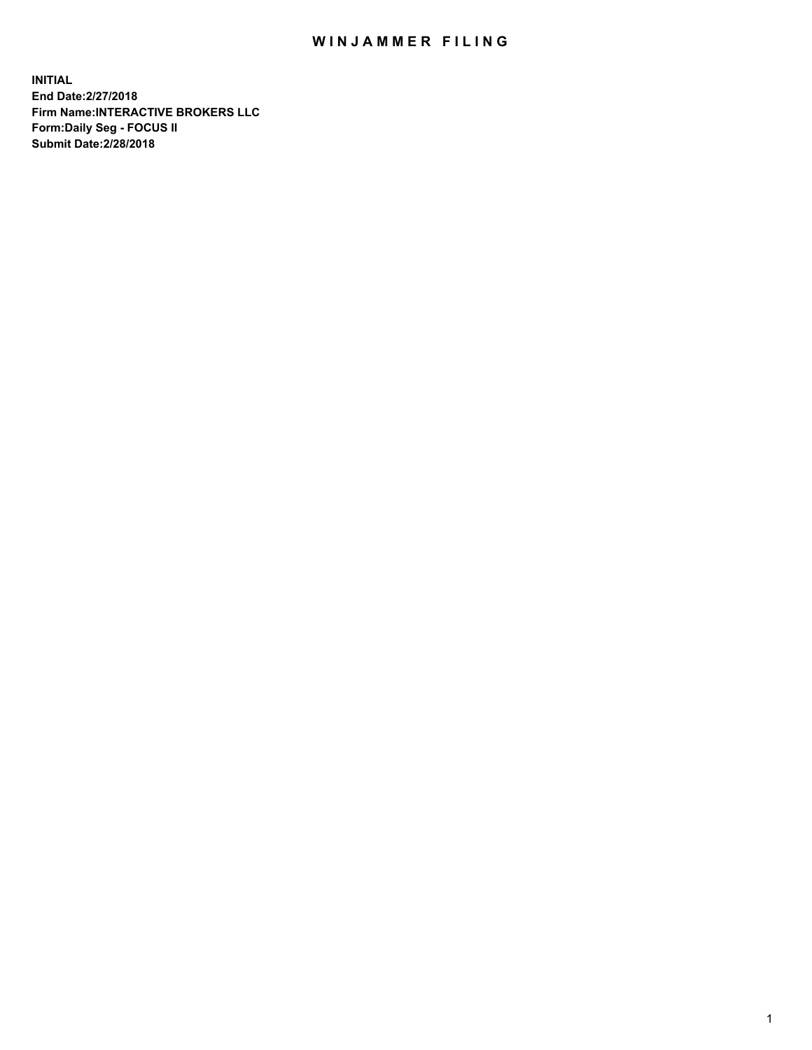# WINJAMMER FILING

**INITIAL**
**End Date:2/27/2018**
**Firm Name:INTERACTIVE BROKERS LLC**
**Form:Daily Seg - FOCUS II**
**Submit Date:2/28/2018**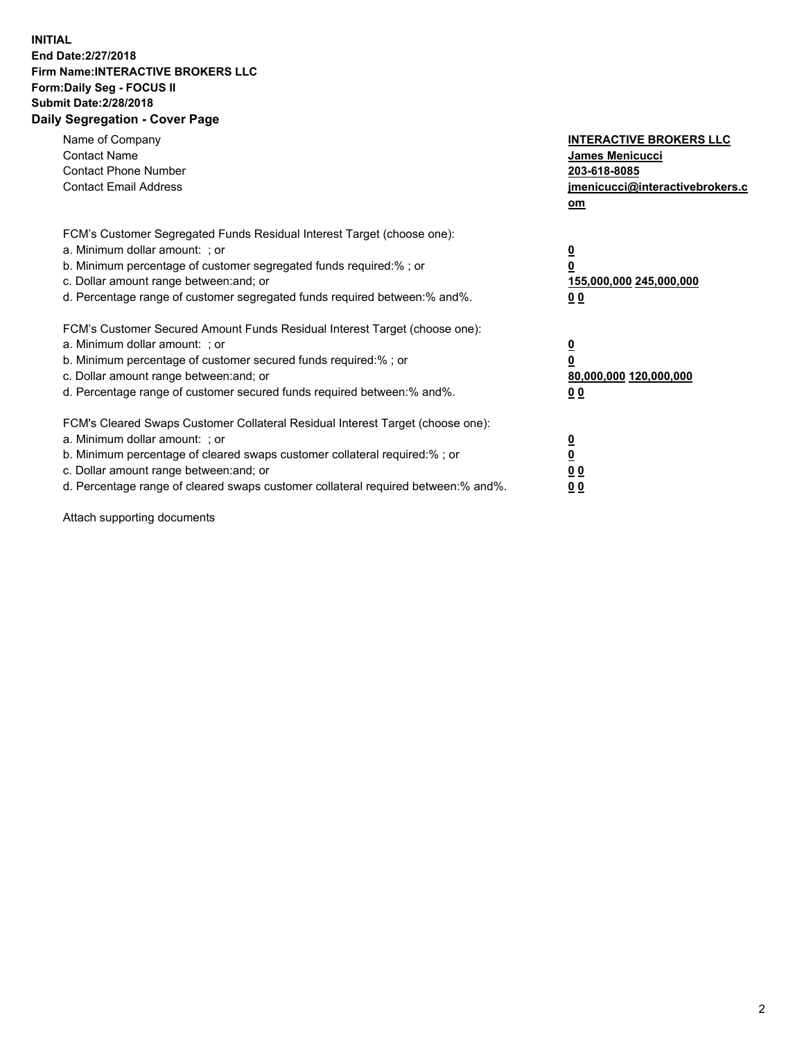**INITIAL**
**End Date:2/27/2018**
**Firm Name:INTERACTIVE BROKERS LLC**
**Form:Daily Seg - FOCUS II**
**Submit Date:2/28/2018**

## Daily Segregation - Cover Page

| | |
|---|---|
| Name of Company | **INTERACTIVE BROKERS LLC** |
| Contact Name | **James Menicucci** |
| Contact Phone Number | **203-618-8085** |
| Contact Email Address | **jmenicucci@interactivebrokers.com** |

FCM's Customer Segregated Funds Residual Interest Target (choose one):

| | |
|---|---|
| a. Minimum dollar amount: ; or | **0** |
| b. Minimum percentage of customer segregated funds required:% ; or | **0** |
| c. Dollar amount range between:and; or | **155,000,000 245,000,000** |
| d. Percentage range of customer segregated funds required between:% and%. | **0 0** |

FCM's Customer Secured Amount Funds Residual Interest Target (choose one):

| | |
|---|---|
| a. Minimum dollar amount: ; or | **0** |
| b. Minimum percentage of customer secured funds required:% ; or | **0** |
| c. Dollar amount range between:and; or | **80,000,000 120,000,000** |
| d. Percentage range of customer secured funds required between:% and%. | **0 0** |

FCM's Cleared Swaps Customer Collateral Residual Interest Target (choose one):

| | |
|---|---|
| a. Minimum dollar amount: ; or | **0** |
| b. Minimum percentage of cleared swaps customer collateral required:% ; or | **0** |
| c. Dollar amount range between:and; or | **0 0** |
| d. Percentage range of cleared swaps customer collateral required between:% and%. | **0 0** |

Attach supporting documents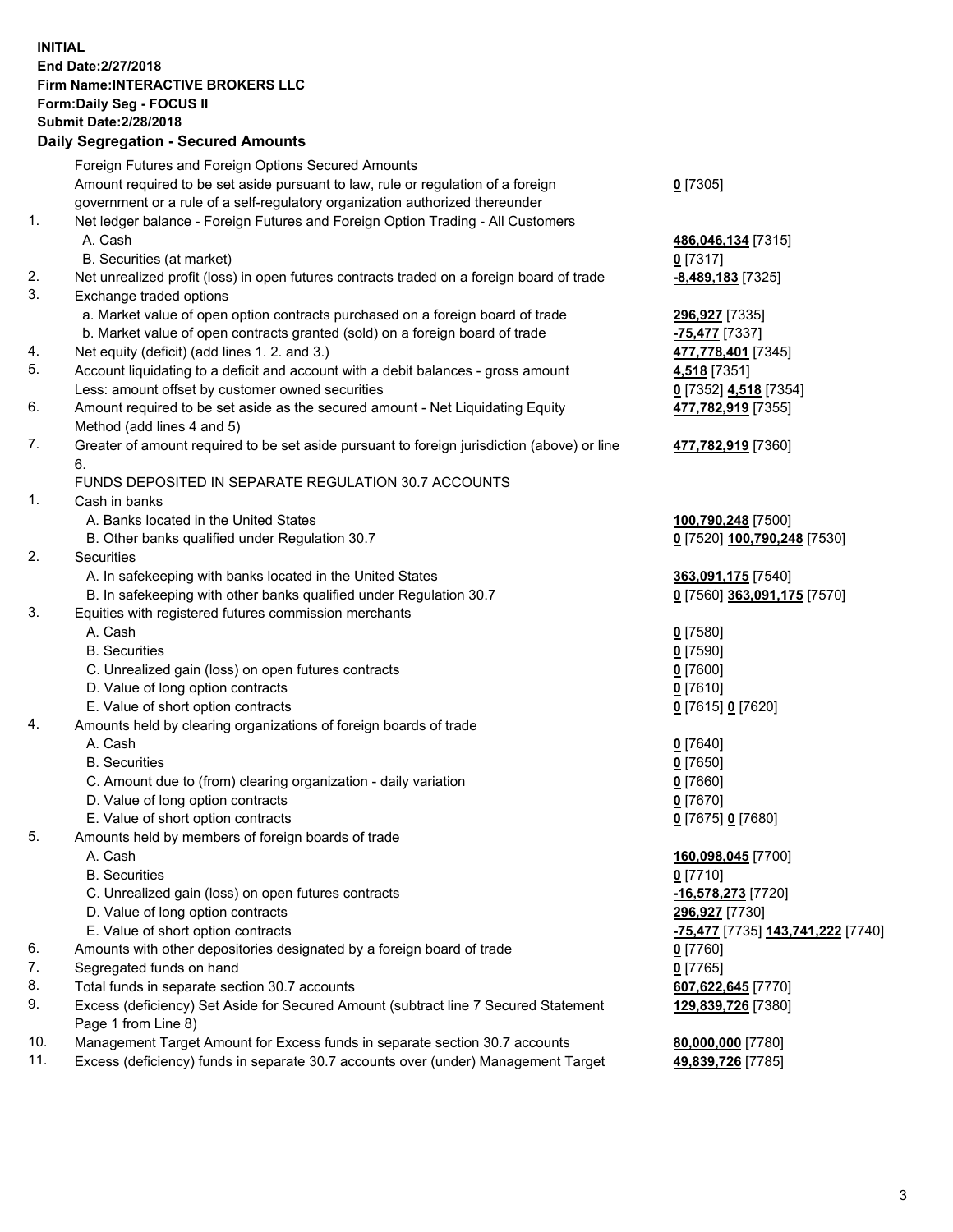**INITIAL**
**End Date:2/27/2018**
**Firm Name:INTERACTIVE BROKERS LLC**
**Form:Daily Seg - FOCUS II**
**Submit Date:2/28/2018**

**Daily Segregation - Secured Amounts**

| | | |
|---|---|---|
| | Foreign Futures and Foreign Options Secured Amounts | |
| | Amount required to be set aside pursuant to law, rule or regulation of a foreign government or a rule of a self-regulatory organization authorized thereunder | **0** [7305] |
| 1. | Net ledger balance - Foreign Futures and Foreign Option Trading - All Customers | |
| | A. Cash | **486,046,134** [7315] |
| | B. Securities (at market) | **0** [7317] |
| 2. | Net unrealized profit (loss) in open futures contracts traded on a foreign board of trade | **-8,489,183** [7325] |
| 3. | Exchange traded options | |
| | a. Market value of open option contracts purchased on a foreign board of trade | **296,927** [7335] |
| | b. Market value of open contracts granted (sold) on a foreign board of trade | **-75,477** [7337] |
| 4. | Net equity (deficit) (add lines 1. 2. and 3.) | **477,778,401** [7345] |
| 5. | Account liquidating to a deficit and account with a debit balances - gross amount | **4,518** [7351] |
| | Less: amount offset by customer owned securities | **0** [7352] **4,518** [7354] |
| 6. | Amount required to be set aside as the secured amount - Net Liquidating Equity Method (add lines 4 and 5) | **477,782,919** [7355] |
| 7. | Greater of amount required to be set aside pursuant to foreign jurisdiction (above) or line 6. | **477,782,919** [7360] |
| | FUNDS DEPOSITED IN SEPARATE REGULATION 30.7 ACCOUNTS | |
| 1. | Cash in banks | |
| | A. Banks located in the United States | **100,790,248** [7500] |
| | B. Other banks qualified under Regulation 30.7 | **0** [7520] **100,790,248** [7530] |
| 2. | Securities | |
| | A. In safekeeping with banks located in the United States | **363,091,175** [7540] |
| | B. In safekeeping with other banks qualified under Regulation 30.7 | **0** [7560] **363,091,175** [7570] |
| 3. | Equities with registered futures commission merchants | |
| | A. Cash | **0** [7580] |
| | B. Securities | **0** [7590] |
| | C. Unrealized gain (loss) on open futures contracts | **0** [7600] |
| | D. Value of long option contracts | **0** [7610] |
| | E. Value of short option contracts | **0** [7615] **0** [7620] |
| 4. | Amounts held by clearing organizations of foreign boards of trade | |
| | A. Cash | **0** [7640] |
| | B. Securities | **0** [7650] |
| | C. Amount due to (from) clearing organization - daily variation | **0** [7660] |
| | D. Value of long option contracts | **0** [7670] |
| | E. Value of short option contracts | **0** [7675] **0** [7680] |
| 5. | Amounts held by members of foreign boards of trade | |
| | A. Cash | **160,098,045** [7700] |
| | B. Securities | **0** [7710] |
| | C. Unrealized gain (loss) on open futures contracts | **-16,578,273** [7720] |
| | D. Value of long option contracts | **296,927** [7730] |
| | E. Value of short option contracts | **-75,477** [7735] **143,741,222** [7740] |
| 6. | Amounts with other depositories designated by a foreign board of trade | **0** [7760] |
| 7. | Segregated funds on hand | **0** [7765] |
| 8. | Total funds in separate section 30.7 accounts | **607,622,645** [7770] |
| 9. | Excess (deficiency) Set Aside for Secured Amount (subtract line 7 Secured Statement Page 1 from Line 8) | **129,839,726** [7380] |
| 10. | Management Target Amount for Excess funds in separate section 30.7 accounts | **80,000,000** [7780] |
| 11. | Excess (deficiency) funds in separate 30.7 accounts over (under) Management Target | **49,839,726** [7785] |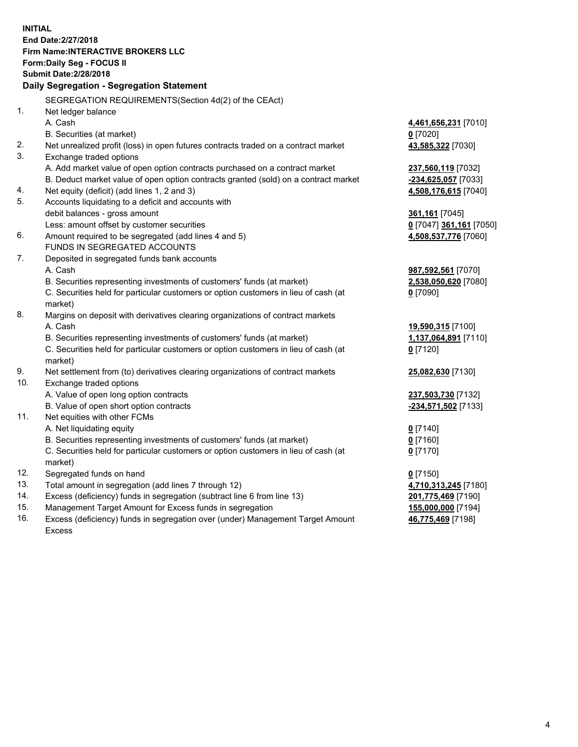**INITIAL**
**End Date:2/27/2018**
**Firm Name:INTERACTIVE BROKERS LLC**
**Form:Daily Seg - FOCUS II**
**Submit Date:2/28/2018**

## Daily Segregation - Segregation Statement

SEGREGATION REQUIREMENTS(Section 4d(2) of the CEAct)

| | | |
|---|---|---|
| 1. | Net ledger balance | |
| | A. Cash | **4,461,656,231** [7010] |
| | B. Securities (at market) | **0** [7020] |
| 2. | Net unrealized profit (loss) in open futures contracts traded on a contract market | **43,585,322** [7030] |
| 3. | Exchange traded options | |
| | A. Add market value of open option contracts purchased on a contract market | **237,560,119** [7032] |
| | B. Deduct market value of open option contracts granted (sold) on a contract market | **-234,625,057** [7033] |
| 4. | Net equity (deficit) (add lines 1, 2 and 3) | **4,508,176,615** [7040] |
| 5. | Accounts liquidating to a deficit and accounts with debit balances - gross amount | **361,161** [7045] |
| | Less: amount offset by customer securities | **0** [7047] **361,161** [7050] |
| 6. | Amount required to be segregated (add lines 4 and 5) | **4,508,537,776** [7060] |
| | FUNDS IN SEGREGATED ACCOUNTS | |
| 7. | Deposited in segregated funds bank accounts | |
| | A. Cash | **987,592,561** [7070] |
| | B. Securities representing investments of customers' funds (at market) | **2,538,050,620** [7080] |
| | C. Securities held for particular customers or option customers in lieu of cash (at market) | **0** [7090] |
| 8. | Margins on deposit with derivatives clearing organizations of contract markets | |
| | A. Cash | **19,590,315** [7100] |
| | B. Securities representing investments of customers' funds (at market) | **1,137,064,891** [7110] |
| | C. Securities held for particular customers or option customers in lieu of cash (at market) | **0** [7120] |
| 9. | Net settlement from (to) derivatives clearing organizations of contract markets | **25,082,630** [7130] |
| 10. | Exchange traded options | |
| | A. Value of open long option contracts | **237,503,730** [7132] |
| | B. Value of open short option contracts | **-234,571,502** [7133] |
| 11. | Net equities with other FCMs | |
| | A. Net liquidating equity | **0** [7140] |
| | B. Securities representing investments of customers' funds (at market) | **0** [7160] |
| | C. Securities held for particular customers or option customers in lieu of cash (at market) | **0** [7170] |
| 12. | Segregated funds on hand | **0** [7150] |
| 13. | Total amount in segregation (add lines 7 through 12) | **4,710,313,245** [7180] |
| 14. | Excess (deficiency) funds in segregation (subtract line 6 from line 13) | **201,775,469** [7190] |
| 15. | Management Target Amount for Excess funds in segregation | **155,000,000** [7194] |
| 16. | Excess (deficiency) funds in segregation over (under) Management Target Amount Excess | **46,775,469** [7198] |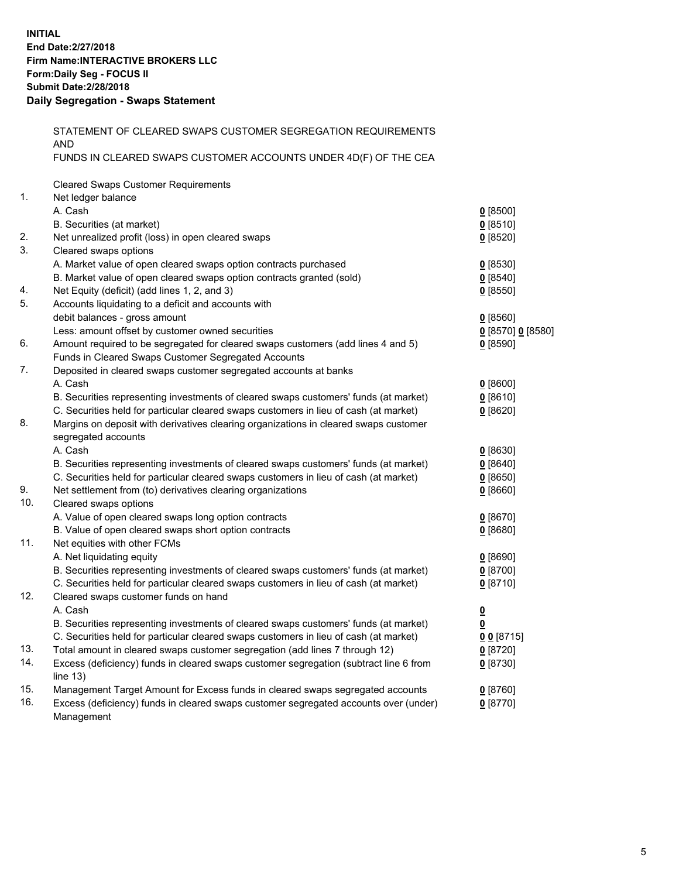**INITIAL**
**End Date:2/27/2018**
**Firm Name:INTERACTIVE BROKERS LLC**
**Form:Daily Seg - FOCUS II**
**Submit Date:2/28/2018**
**Daily Segregation - Swaps Statement**

STATEMENT OF CLEARED SWAPS CUSTOMER SEGREGATION REQUIREMENTS
AND
FUNDS IN CLEARED SWAPS CUSTOMER ACCOUNTS UNDER 4D(F) OF THE CEA

| | | |
|---|---|---|
| | Cleared Swaps Customer Requirements | |
| 1. | Net ledger balance | |
| | A. Cash | 0 [8500] |
| | B. Securities (at market) | 0 [8510] |
| 2. | Net unrealized profit (loss) in open cleared swaps | 0 [8520] |
| 3. | Cleared swaps options | |
| | A. Market value of open cleared swaps option contracts purchased | 0 [8530] |
| | B. Market value of open cleared swaps option contracts granted (sold) | 0 [8540] |
| 4. | Net Equity (deficit) (add lines 1, 2, and 3) | 0 [8550] |
| 5. | Accounts liquidating to a deficit and accounts with | |
| | debit balances - gross amount | 0 [8560] |
| | Less: amount offset by customer owned securities | 0 [8570] 0 [8580] |
| 6. | Amount required to be segregated for cleared swaps customers (add lines 4 and 5) | 0 [8590] |
| | Funds in Cleared Swaps Customer Segregated Accounts | |
| 7. | Deposited in cleared swaps customer segregated accounts at banks | |
| | A. Cash | 0 [8600] |
| | B. Securities representing investments of cleared swaps customers' funds (at market) | 0 [8610] |
| | C. Securities held for particular cleared swaps customers in lieu of cash (at market) | 0 [8620] |
| 8. | Margins on deposit with derivatives clearing organizations in cleared swaps customer segregated accounts | |
| | A. Cash | 0 [8630] |
| | B. Securities representing investments of cleared swaps customers' funds (at market) | 0 [8640] |
| | C. Securities held for particular cleared swaps customers in lieu of cash (at market) | 0 [8650] |
| 9. | Net settlement from (to) derivatives clearing organizations | 0 [8660] |
| 10. | Cleared swaps options | |
| | A. Value of open cleared swaps long option contracts | 0 [8670] |
| | B. Value of open cleared swaps short option contracts | 0 [8680] |
| 11. | Net equities with other FCMs | |
| | A. Net liquidating equity | 0 [8690] |
| | B. Securities representing investments of cleared swaps customers' funds (at market) | 0 [8700] |
| | C. Securities held for particular cleared swaps customers in lieu of cash (at market) | 0 [8710] |
| 12. | Cleared swaps customer funds on hand | |
| | A. Cash | 0 |
| | B. Securities representing investments of cleared swaps customers' funds (at market) | 0 |
| | C. Securities held for particular cleared swaps customers in lieu of cash (at market) | 0 0 [8715] |
| 13. | Total amount in cleared swaps customer segregation (add lines 7 through 12) | 0 [8720] |
| 14. | Excess (deficiency) funds in cleared swaps customer segregation (subtract line 6 from line 13) | 0 [8730] |
| 15. | Management Target Amount for Excess funds in cleared swaps segregated accounts | 0 [8760] |
| 16. | Excess (deficiency) funds in cleared swaps customer segregated accounts over (under) Management | 0 [8770] |